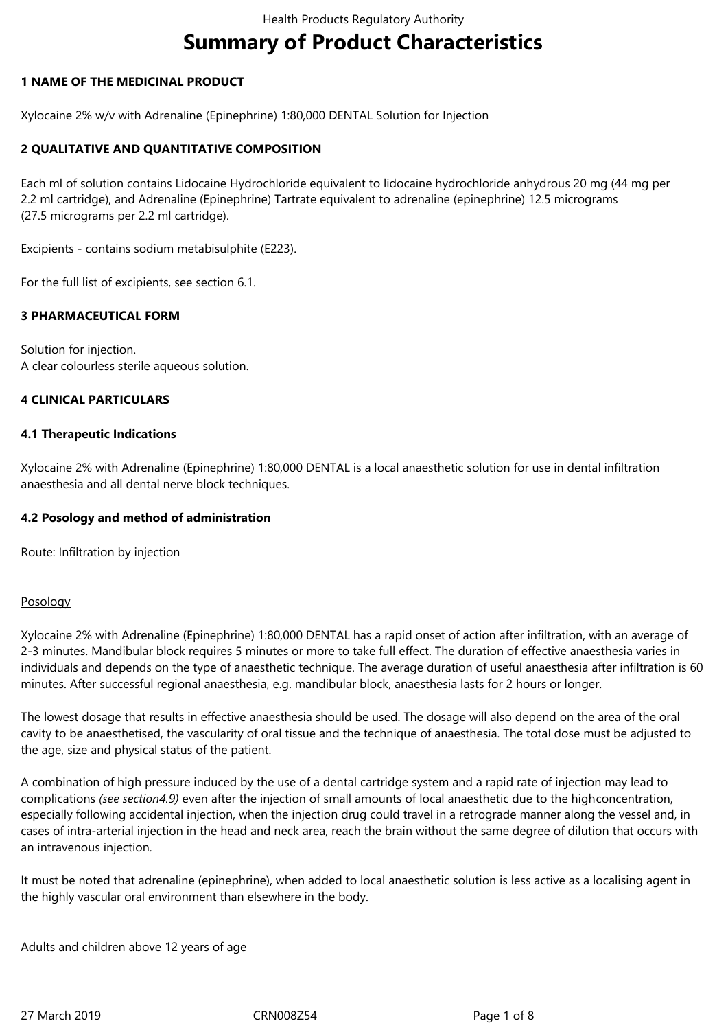# Summary of Product Characteristics

## 1 NAME OF THE MEDICINAL PRODUCT

Xylocaine 2% w/v with Adrenaline (Epinephrine) 1:80,000 DENTAL Solution for Injection

## 2 QUALITATIVE AND QUANTITATIVE COMPOSITION

Each ml of solution contains Lidocaine Hydrochloride equivalent to lidocaine hydrochloride anhydrous 20 mg (44 mg per 2.2 ml cartridge), and Adrenaline (Epinephrine) Tartrate equivalent to adrenaline (epinephrine) 12.5 micrograms (27.5 micrograms per 2.2 ml cartridge).

Excipients - contains sodium metabisulphite (E223).

For the full list of excipients, see section 6.1.

## 3 PHARMACEUTICAL FORM

Solution for injection.
A clear colourless sterile aqueous solution.

## 4 CLINICAL PARTICULARS

### 4.1 Therapeutic Indications

Xylocaine 2% with Adrenaline (Epinephrine) 1:80,000 DENTAL is a local anaesthetic solution for use in dental infiltration anaesthesia and all dental nerve block techniques.

### 4.2 Posology and method of administration

Route: Infiltration by injection

Posology

Xylocaine 2% with Adrenaline (Epinephrine) 1:80,000 DENTAL has a rapid onset of action after infiltration, with an average of 2-3 minutes. Mandibular block requires 5 minutes or more to take full effect. The duration of effective anaesthesia varies in individuals and depends on the type of anaesthetic technique. The average duration of useful anaesthesia after infiltration is 60 minutes. After successful regional anaesthesia, e.g. mandibular block, anaesthesia lasts for 2 hours or longer.

The lowest dosage that results in effective anaesthesia should be used. The dosage will also depend on the area of the oral cavity to be anaesthetised, the vascularity of oral tissue and the technique of anaesthesia. The total dose must be adjusted to the age, size and physical status of the patient.

A combination of high pressure induced by the use of a dental cartridge system and a rapid rate of injection may lead to complications *(see section4.9)* even after the injection of small amounts of local anaesthetic due to the highconcentration, especially following accidental injection, when the injection drug could travel in a retrograde manner along the vessel and, in cases of intra-arterial injection in the head and neck area, reach the brain without the same degree of dilution that occurs with an intravenous injection.

It must be noted that adrenaline (epinephrine), when added to local anaesthetic solution is less active as a localising agent in the highly vascular oral environment than elsewhere in the body.

Adults and children above 12 years of age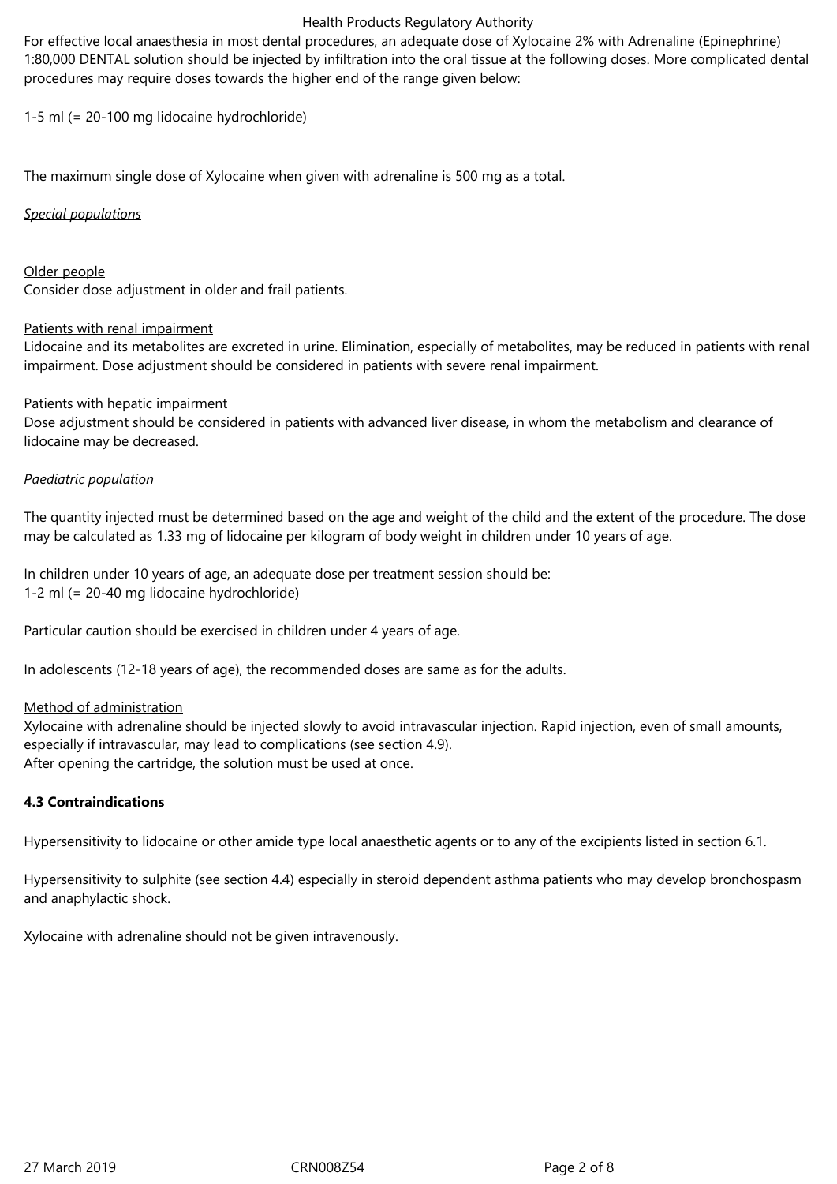For effective local anaesthesia in most dental procedures, an adequate dose of Xylocaine 2% with Adrenaline (Epinephrine) 1:80,000 DENTAL solution should be injected by infiltration into the oral tissue at the following doses. More complicated dental procedures may require doses towards the higher end of the range given below:

1-5 ml (= 20-100 mg lidocaine hydrochloride)

The maximum single dose of Xylocaine when given with adrenaline is 500 mg as a total.

*Special populations*

Older people
Consider dose adjustment in older and frail patients.

Patients with renal impairment
Lidocaine and its metabolites are excreted in urine. Elimination, especially of metabolites, may be reduced in patients with renal impairment. Dose adjustment should be considered in patients with severe renal impairment.

Patients with hepatic impairment
Dose adjustment should be considered in patients with advanced liver disease, in whom the metabolism and clearance of lidocaine may be decreased.

*Paediatric population*

The quantity injected must be determined based on the age and weight of the child and the extent of the procedure. The dose may be calculated as 1.33 mg of lidocaine per kilogram of body weight in children under 10 years of age.

In children under 10 years of age, an adequate dose per treatment session should be:
1-2 ml (= 20-40 mg lidocaine hydrochloride)

Particular caution should be exercised in children under 4 years of age.

In adolescents (12-18 years of age), the recommended doses are same as for the adults.

Method of administration
Xylocaine with adrenaline should be injected slowly to avoid intravascular injection. Rapid injection, even of small amounts, especially if intravascular, may lead to complications (see section 4.9).
After opening the cartridge, the solution must be used at once.

**4.3 Contraindications**

Hypersensitivity to lidocaine or other amide type local anaesthetic agents or to any of the excipients listed in section 6.1.

Hypersensitivity to sulphite (see section 4.4) especially in steroid dependent asthma patients who may develop bronchospasm and anaphylactic shock.

Xylocaine with adrenaline should not be given intravenously.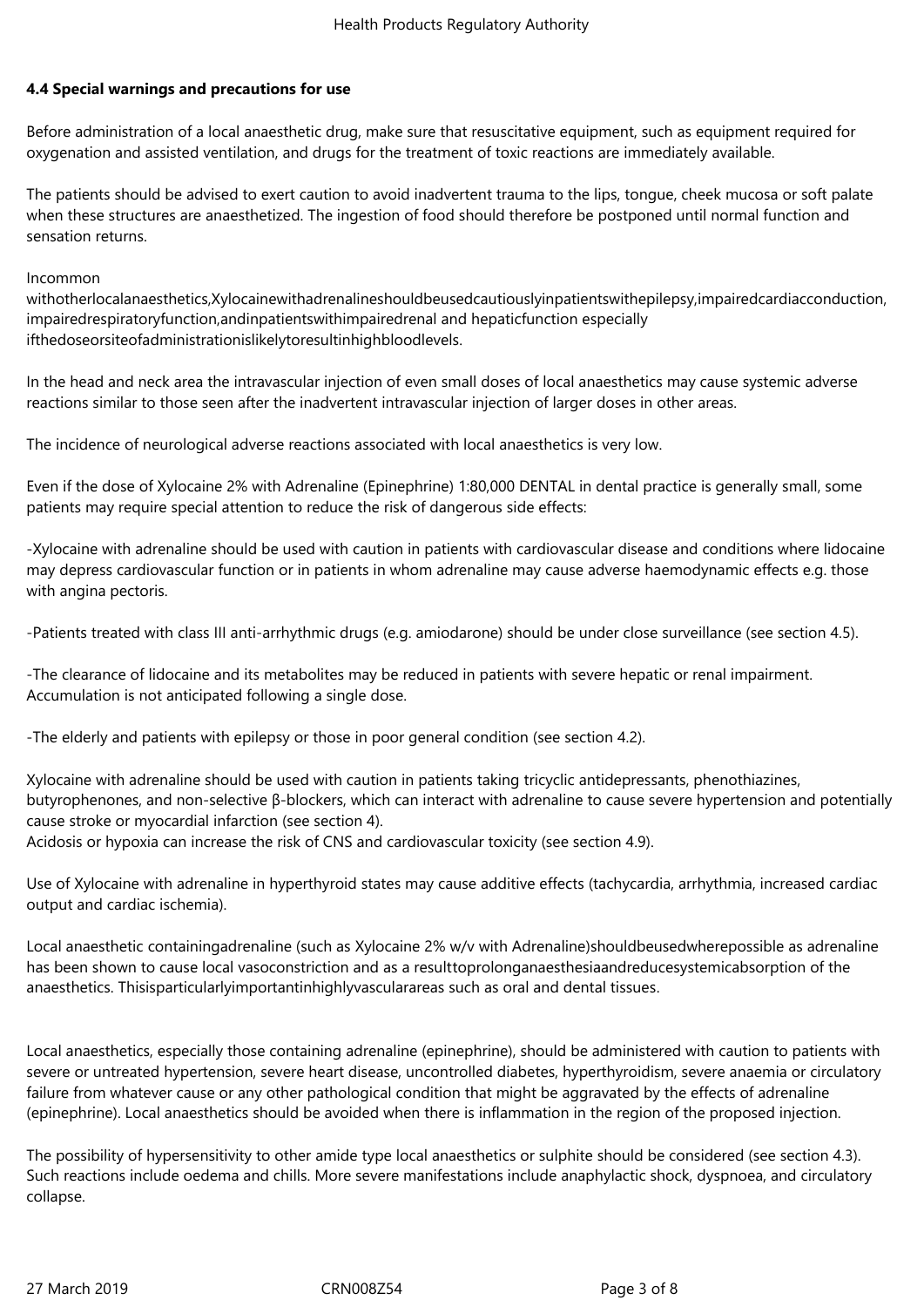### 4.4 Special warnings and precautions for use

Before administration of a local anaesthetic drug, make sure that resuscitative equipment, such as equipment required for oxygenation and assisted ventilation, and drugs for the treatment of toxic reactions are immediately available.

The patients should be advised to exert caution to avoid inadvertent trauma to the lips, tongue, cheek mucosa or soft palate when these structures are anaesthetized. The ingestion of food should therefore be postponed until normal function and sensation returns.

Incommon withotherlocalanaesthetics,Xylocainewithadrenalineshouldbeusedcautiouslyinpatientswithepilepsy,impairedcardiacconduction, impairedrespiratoryfunction,andinpatientswithimpairedrenal and hepaticfunction especially ifthedoseorsiteofadministrationislikelytoresultinhighbloodlevels.

In the head and neck area the intravascular injection of even small doses of local anaesthetics may cause systemic adverse reactions similar to those seen after the inadvertent intravascular injection of larger doses in other areas.

The incidence of neurological adverse reactions associated with local anaesthetics is very low.

Even if the dose of Xylocaine 2% with Adrenaline (Epinephrine) 1:80,000 DENTAL in dental practice is generally small, some patients may require special attention to reduce the risk of dangerous side effects:

-Xylocaine with adrenaline should be used with caution in patients with cardiovascular disease and conditions where lidocaine may depress cardiovascular function or in patients in whom adrenaline may cause adverse haemodynamic effects e.g. those with angina pectoris.

-Patients treated with class III anti-arrhythmic drugs (e.g. amiodarone) should be under close surveillance (see section 4.5).

-The clearance of lidocaine and its metabolites may be reduced in patients with severe hepatic or renal impairment. Accumulation is not anticipated following a single dose.

-The elderly and patients with epilepsy or those in poor general condition (see section 4.2).

Xylocaine with adrenaline should be used with caution in patients taking tricyclic antidepressants, phenothiazines, butyrophenones, and non-selective β-blockers, which can interact with adrenaline to cause severe hypertension and potentially cause stroke or myocardial infarction (see section 4).
Acidosis or hypoxia can increase the risk of CNS and cardiovascular toxicity (see section 4.9).

Use of Xylocaine with adrenaline in hyperthyroid states may cause additive effects (tachycardia, arrhythmia, increased cardiac output and cardiac ischemia).

Local anaesthetic containingadrenaline (such as Xylocaine 2% w/v with Adrenaline)shouldbeusedwherepossible as adrenaline has been shown to cause local vasoconstriction and as a resulttoprolonganaesthesiaandreducesystemicabsorption of the anaesthetics. Thisisparticularlyimportantinhighlyvascularareas such as oral and dental tissues.

Local anaesthetics, especially those containing adrenaline (epinephrine), should be administered with caution to patients with severe or untreated hypertension, severe heart disease, uncontrolled diabetes, hyperthyroidism, severe anaemia or circulatory failure from whatever cause or any other pathological condition that might be aggravated by the effects of adrenaline (epinephrine). Local anaesthetics should be avoided when there is inflammation in the region of the proposed injection.

The possibility of hypersensitivity to other amide type local anaesthetics or sulphite should be considered (see section 4.3). Such reactions include oedema and chills. More severe manifestations include anaphylactic shock, dyspnoea, and circulatory collapse.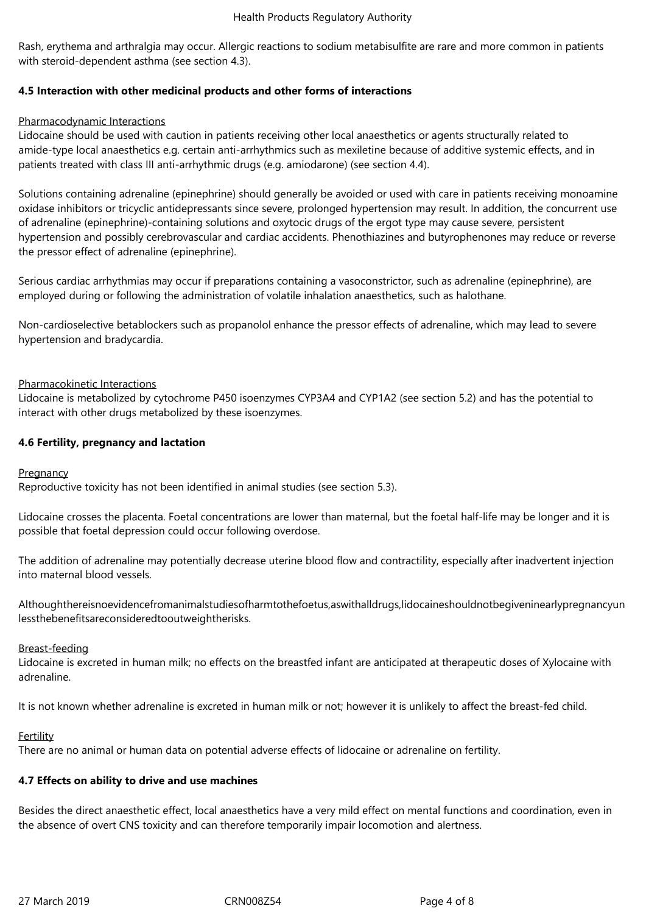Rash, erythema and arthralgia may occur. Allergic reactions to sodium metabisulfite are rare and more common in patients with steroid-dependent asthma (see section 4.3).

**4.5 Interaction with other medicinal products and other forms of interactions**

Pharmacodynamic Interactions

Lidocaine should be used with caution in patients receiving other local anaesthetics or agents structurally related to amide-type local anaesthetics e.g. certain anti-arrhythmics such as mexiletine because of additive systemic effects, and in patients treated with class III anti-arrhythmic drugs (e.g. amiodarone) (see section 4.4).

Solutions containing adrenaline (epinephrine) should generally be avoided or used with care in patients receiving monoamine oxidase inhibitors or tricyclic antidepressants since severe, prolonged hypertension may result. In addition, the concurrent use of adrenaline (epinephrine)-containing solutions and oxytocic drugs of the ergot type may cause severe, persistent hypertension and possibly cerebrovascular and cardiac accidents. Phenothiazines and butyrophenones may reduce or reverse the pressor effect of adrenaline (epinephrine).

Serious cardiac arrhythmias may occur if preparations containing a vasoconstrictor, such as adrenaline (epinephrine), are employed during or following the administration of volatile inhalation anaesthetics, such as halothane.

Non-cardioselective betablockers such as propanolol enhance the pressor effects of adrenaline, which may lead to severe hypertension and bradycardia.

Pharmacokinetic Interactions

Lidocaine is metabolized by cytochrome P450 isoenzymes CYP3A4 and CYP1A2 (see section 5.2) and has the potential to interact with other drugs metabolized by these isoenzymes.

**4.6 Fertility, pregnancy and lactation**

Pregnancy

Reproductive toxicity has not been identified in animal studies (see section 5.3).

Lidocaine crosses the placenta. Foetal concentrations are lower than maternal, but the foetal half-life may be longer and it is possible that foetal depression could occur following overdose.

The addition of adrenaline may potentially decrease uterine blood flow and contractility, especially after inadvertent injection into maternal blood vessels.

Althoughthereisnoevidencefromanimalstudiesofharmtothefoetus,aswithalldrugs,lidocaineshouldnotbegiveninearlypregnancyunlessthebenefitsareconsideredtooutweightherisks.

Breast-feeding

Lidocaine is excreted in human milk; no effects on the breastfed infant are anticipated at therapeutic doses of Xylocaine with adrenaline.

It is not known whether adrenaline is excreted in human milk or not; however it is unlikely to affect the breast-fed child.

Fertility

There are no animal or human data on potential adverse effects of lidocaine or adrenaline on fertility.

**4.7 Effects on ability to drive and use machines**

Besides the direct anaesthetic effect, local anaesthetics have a very mild effect on mental functions and coordination, even in the absence of overt CNS toxicity and can therefore temporarily impair locomotion and alertness.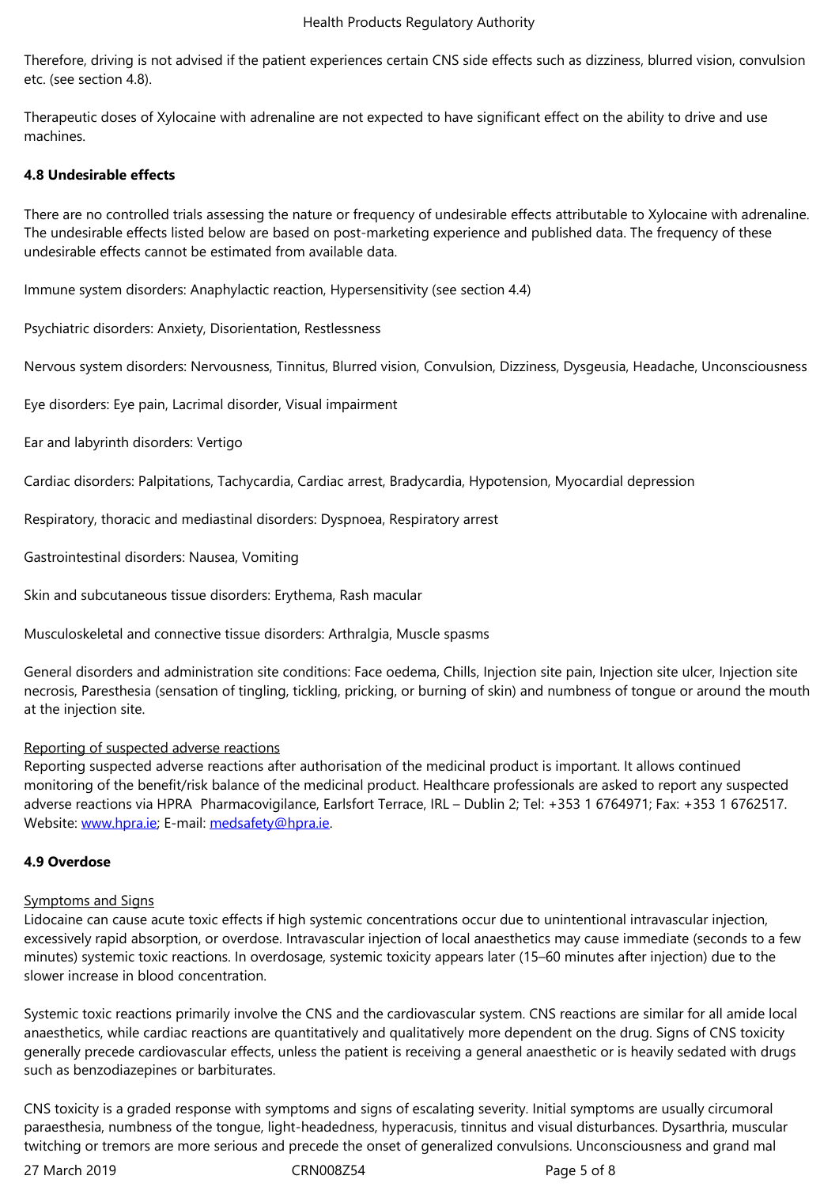Therefore, driving is not advised if the patient experiences certain CNS side effects such as dizziness, blurred vision, convulsion etc. (see section 4.8).

Therapeutic doses of Xylocaine with adrenaline are not expected to have significant effect on the ability to drive and use machines.

**4.8 Undesirable effects**

There are no controlled trials assessing the nature or frequency of undesirable effects attributable to Xylocaine with adrenaline. The undesirable effects listed below are based on post-marketing experience and published data. The frequency of these undesirable effects cannot be estimated from available data.

Immune system disorders: Anaphylactic reaction, Hypersensitivity (see section 4.4)

Psychiatric disorders: Anxiety, Disorientation, Restlessness

Nervous system disorders: Nervousness, Tinnitus, Blurred vision, Convulsion, Dizziness, Dysgeusia, Headache, Unconsciousness

Eye disorders: Eye pain, Lacrimal disorder, Visual impairment

Ear and labyrinth disorders: Vertigo

Cardiac disorders: Palpitations, Tachycardia, Cardiac arrest, Bradycardia, Hypotension, Myocardial depression

Respiratory, thoracic and mediastinal disorders: Dyspnoea, Respiratory arrest

Gastrointestinal disorders: Nausea, Vomiting

Skin and subcutaneous tissue disorders: Erythema, Rash macular

Musculoskeletal and connective tissue disorders: Arthralgia, Muscle spasms

General disorders and administration site conditions: Face oedema, Chills, Injection site pain, Injection site ulcer, Injection site necrosis, Paresthesia (sensation of tingling, tickling, pricking, or burning of skin) and numbness of tongue or around the mouth at the injection site.

Reporting of suspected adverse reactions

Reporting suspected adverse reactions after authorisation of the medicinal product is important. It allows continued monitoring of the benefit/risk balance of the medicinal product. Healthcare professionals are asked to report any suspected adverse reactions via HPRA Pharmacovigilance, Earlsfort Terrace, IRL – Dublin 2; Tel: +353 1 6764971; Fax: +353 1 6762517. Website: www.hpra.ie; E-mail: medsafety@hpra.ie.

**4.9 Overdose**

Symptoms and Signs

Lidocaine can cause acute toxic effects if high systemic concentrations occur due to unintentional intravascular injection, excessively rapid absorption, or overdose. Intravascular injection of local anaesthetics may cause immediate (seconds to a few minutes) systemic toxic reactions. In overdosage, systemic toxicity appears later (15–60 minutes after injection) due to the slower increase in blood concentration.

Systemic toxic reactions primarily involve the CNS and the cardiovascular system. CNS reactions are similar for all amide local anaesthetics, while cardiac reactions are quantitatively and qualitatively more dependent on the drug. Signs of CNS toxicity generally precede cardiovascular effects, unless the patient is receiving a general anaesthetic or is heavily sedated with drugs such as benzodiazepines or barbiturates.

CNS toxicity is a graded response with symptoms and signs of escalating severity. Initial symptoms are usually circumoral paraesthesia, numbness of the tongue, light-headedness, hyperacusis, tinnitus and visual disturbances. Dysarthria, muscular twitching or tremors are more serious and precede the onset of generalized convulsions. Unconsciousness and grand mal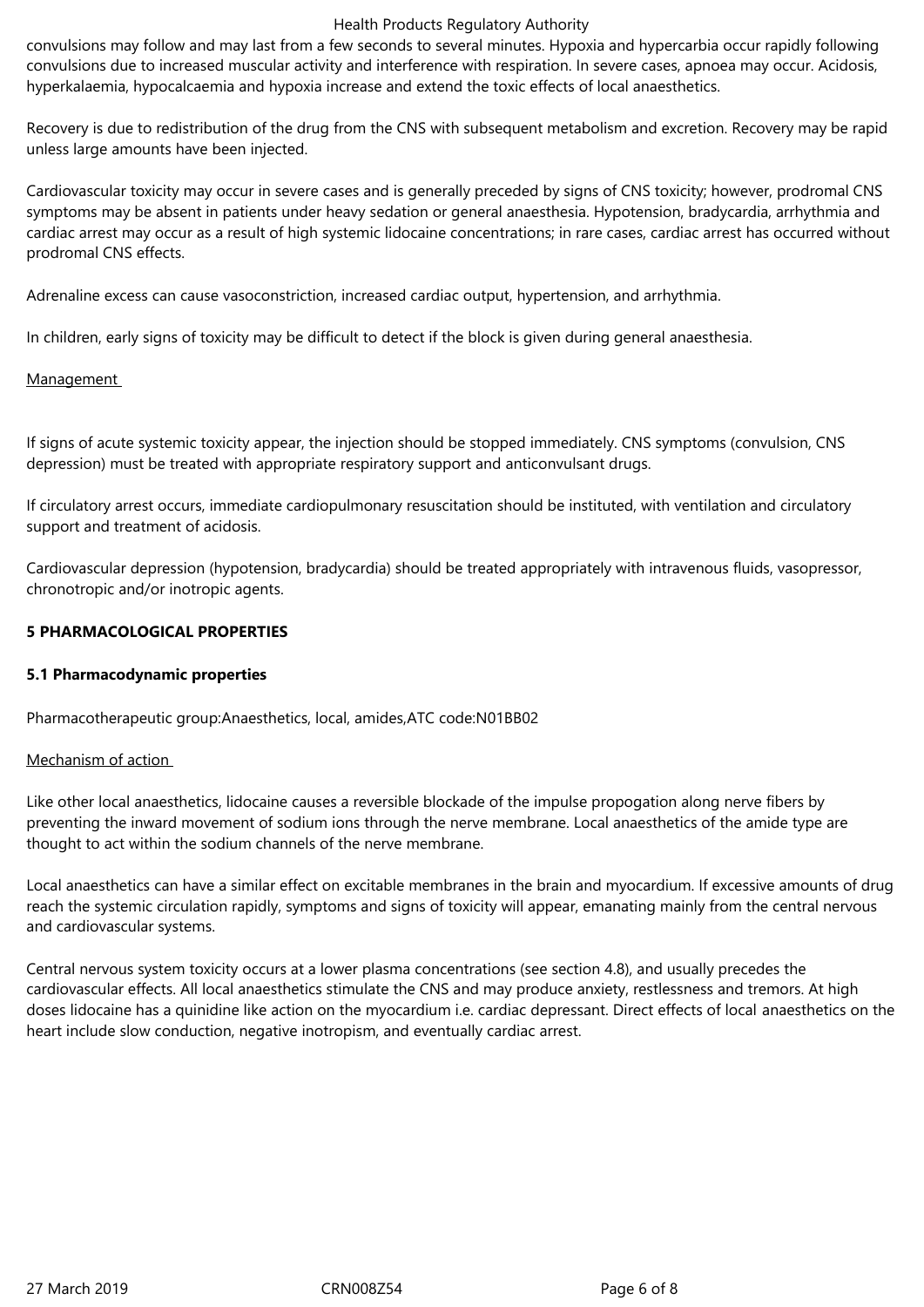convulsions may follow and may last from a few seconds to several minutes. Hypoxia and hypercarbia occur rapidly following convulsions due to increased muscular activity and interference with respiration. In severe cases, apnoea may occur. Acidosis, hyperkalaemia, hypocalcaemia and hypoxia increase and extend the toxic effects of local anaesthetics.

Recovery is due to redistribution of the drug from the CNS with subsequent metabolism and excretion. Recovery may be rapid unless large amounts have been injected.

Cardiovascular toxicity may occur in severe cases and is generally preceded by signs of CNS toxicity; however, prodromal CNS symptoms may be absent in patients under heavy sedation or general anaesthesia. Hypotension, bradycardia, arrhythmia and cardiac arrest may occur as a result of high systemic lidocaine concentrations; in rare cases, cardiac arrest has occurred without prodromal CNS effects.

Adrenaline excess can cause vasoconstriction, increased cardiac output, hypertension, and arrhythmia.

In children, early signs of toxicity may be difficult to detect if the block is given during general anaesthesia.

Management

If signs of acute systemic toxicity appear, the injection should be stopped immediately. CNS symptoms (convulsion, CNS depression) must be treated with appropriate respiratory support and anticonvulsant drugs.

If circulatory arrest occurs, immediate cardiopulmonary resuscitation should be instituted, with ventilation and circulatory support and treatment of acidosis.

Cardiovascular depression (hypotension, bradycardia) should be treated appropriately with intravenous fluids, vasopressor, chronotropic and/or inotropic agents.

## 5 PHARMACOLOGICAL PROPERTIES

### 5.1 Pharmacodynamic properties

Pharmacotherapeutic group:Anaesthetics, local, amides,ATC code:N01BB02

Mechanism of action

Like other local anaesthetics, lidocaine causes a reversible blockade of the impulse propogation along nerve fibers by preventing the inward movement of sodium ions through the nerve membrane. Local anaesthetics of the amide type are thought to act within the sodium channels of the nerve membrane.

Local anaesthetics can have a similar effect on excitable membranes in the brain and myocardium. If excessive amounts of drug reach the systemic circulation rapidly, symptoms and signs of toxicity will appear, emanating mainly from the central nervous and cardiovascular systems.

Central nervous system toxicity occurs at a lower plasma concentrations (see section 4.8), and usually precedes the cardiovascular effects. All local anaesthetics stimulate the CNS and may produce anxiety, restlessness and tremors. At high doses lidocaine has a quinidine like action on the myocardium i.e. cardiac depressant. Direct effects of local anaesthetics on the heart include slow conduction, negative inotropism, and eventually cardiac arrest.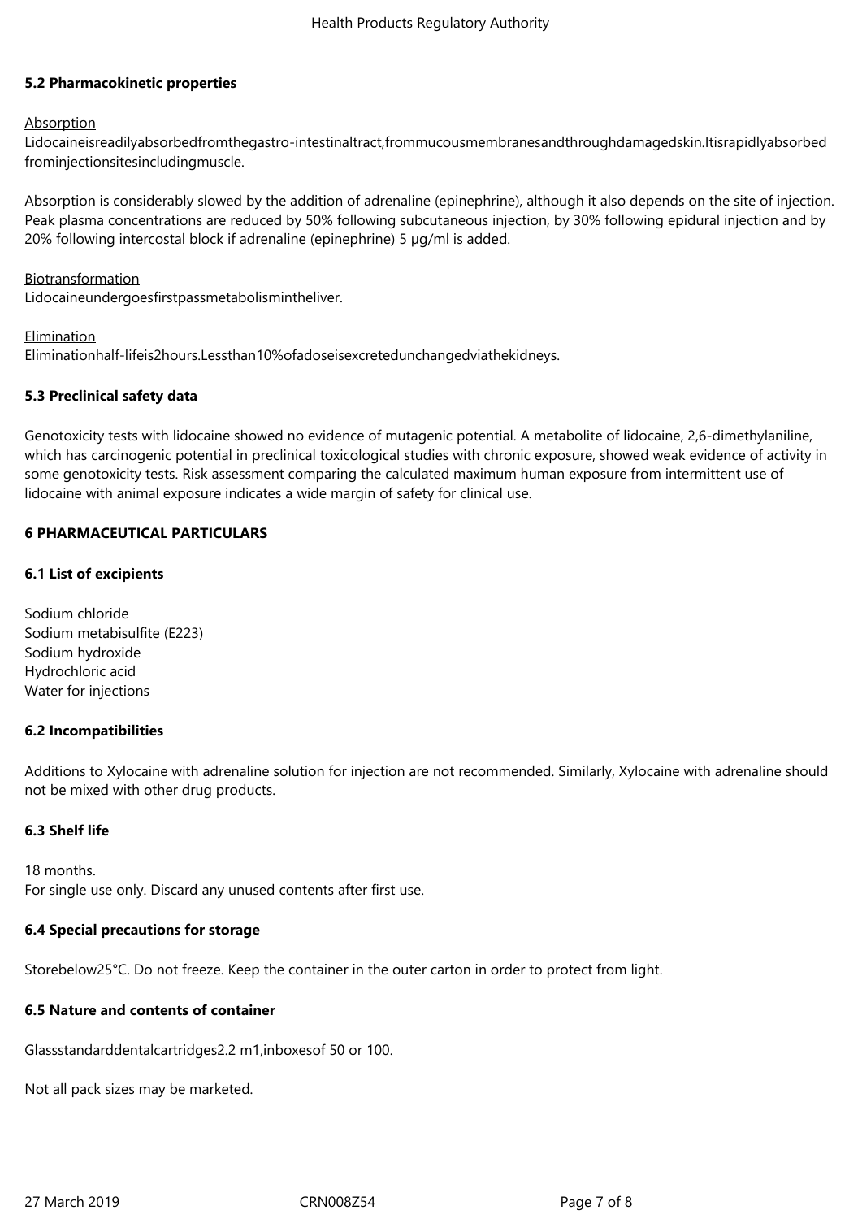### 5.2 Pharmacokinetic properties

Absorption

Lidocaineisreadilyabsorbedfromthegastro-intestinaltract,frommucousmembranesandthroughdamagedskin.Itisrapidlyabsorbed frominjectionsitesincludingmuscle.

Absorption is considerably slowed by the addition of adrenaline (epinephrine), although it also depends on the site of injection. Peak plasma concentrations are reduced by 50% following subcutaneous injection, by 30% following epidural injection and by 20% following intercostal block if adrenaline (epinephrine) 5 µg/ml is added.

Biotransformation

Lidocaineundergoesfirstpassmetabolismintheliver.

Elimination

Eliminationhalf-lifeis2hours.Lessthan10%ofadoseisexcretedunchangedviathekidneys.

### 5.3 Preclinical safety data

Genotoxicity tests with lidocaine showed no evidence of mutagenic potential. A metabolite of lidocaine, 2,6-dimethylaniline, which has carcinogenic potential in preclinical toxicological studies with chronic exposure, showed weak evidence of activity in some genotoxicity tests. Risk assessment comparing the calculated maximum human exposure from intermittent use of lidocaine with animal exposure indicates a wide margin of safety for clinical use.

## 6 PHARMACEUTICAL PARTICULARS

### 6.1 List of excipients

Sodium chloride
Sodium metabisulfite (E223)
Sodium hydroxide
Hydrochloric acid
Water for injections

### 6.2 Incompatibilities

Additions to Xylocaine with adrenaline solution for injection are not recommended. Similarly, Xylocaine with adrenaline should not be mixed with other drug products.

### 6.3 Shelf life

18 months.
For single use only. Discard any unused contents after first use.

### 6.4 Special precautions for storage

Storebelow25°C. Do not freeze. Keep the container in the outer carton in order to protect from light.

### 6.5 Nature and contents of container

Glassstandarddentalcartridges2.2 m1,inboxesof 50 or 100.

Not all pack sizes may be marketed.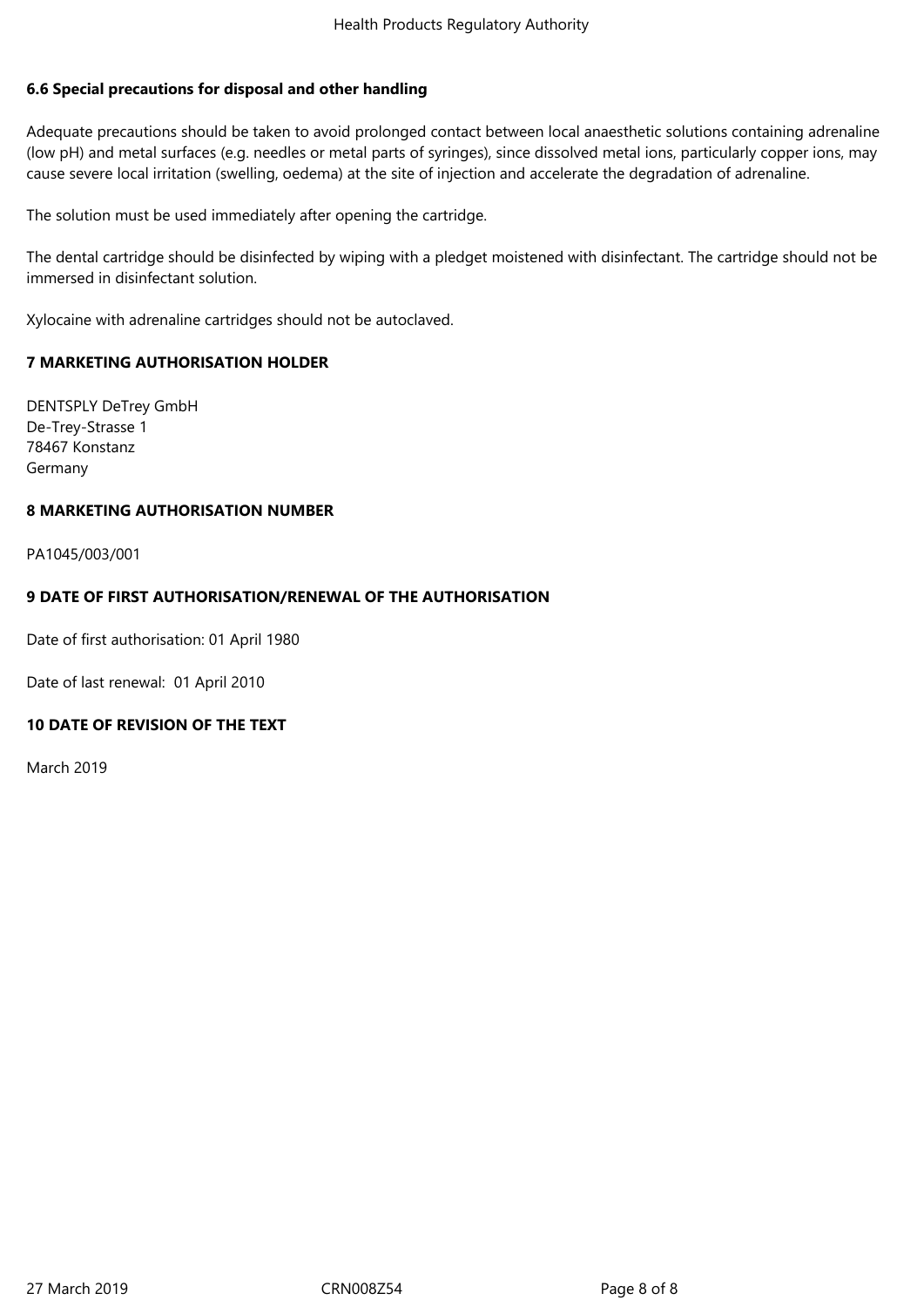## 6.6 Special precautions for disposal and other handling

Adequate precautions should be taken to avoid prolonged contact between local anaesthetic solutions containing adrenaline (low pH) and metal surfaces (e.g. needles or metal parts of syringes), since dissolved metal ions, particularly copper ions, may cause severe local irritation (swelling, oedema) at the site of injection and accelerate the degradation of adrenaline.

The solution must be used immediately after opening the cartridge.

The dental cartridge should be disinfected by wiping with a pledget moistened with disinfectant. The cartridge should not be immersed in disinfectant solution.

Xylocaine with adrenaline cartridges should not be autoclaved.

## 7 MARKETING AUTHORISATION HOLDER

DENTSPLY DeTrey GmbH
De-Trey-Strasse 1
78467 Konstanz
Germany

## 8 MARKETING AUTHORISATION NUMBER

PA1045/003/001

## 9 DATE OF FIRST AUTHORISATION/RENEWAL OF THE AUTHORISATION

Date of first authorisation: 01 April 1980

Date of last renewal: 01 April 2010

## 10 DATE OF REVISION OF THE TEXT

March 2019